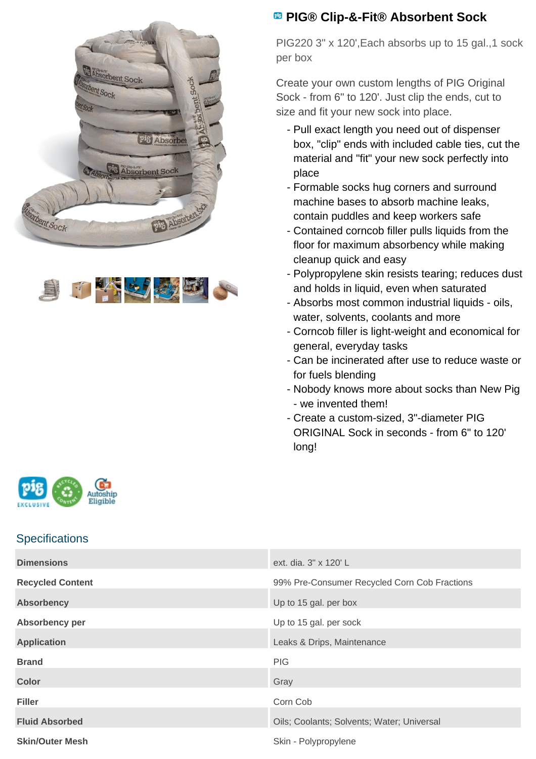# PIG® Clip-&-Fit® Absorbent Sock

PIG220 3" x 120',Each absorbs up to 15 gal.,1 sock per box

Create your own custom lengths of PIG Original Sock - from 6" to 120'. Just clip the ends, cut to size and fit your new sock into place.

- Pull exact length you need out of dispenser box, "clip" ends with included cable ties, cut the material and "fit" your new sock perfectly into place
- Formable socks hug corners and surround machine bases to absorb machine leaks, contain puddles and keep workers safe
- Contained corncob filler pulls liquids from the floor for maximum absorbency while making cleanup quick and easy
- Polypropylene skin resists tearing; reduces dust and holds in liquid, even when saturated
- Absorbs most common industrial liquids - oils, water, solvents, coolants and more
- Corncob filler is light-weight and economical for general, everyday tasks
- Can be incinerated after use to reduce waste or for fuels blending
- Nobody knows more about socks than New Pig - we invented them!
- Create a custom-sized, 3"-diameter PIG ORIGINAL Sock in seconds - from 6" to 120' long!

## Specifications

| | |
|---|---|
| **Dimensions** | ext. dia. 3" x 120' L |
| **Recycled Content** | 99% Pre-Consumer Recycled Corn Cob Fractions |
| **Absorbency** | Up to 15 gal. per box |
| **Absorbency per** | Up to 15 gal. per sock |
| **Application** | Leaks & Drips, Maintenance |
| **Brand** | PIG |
| **Color** | Gray |
| **Filler** | Corn Cob |
| **Fluid Absorbed** | Oils; Coolants; Solvents; Water; Universal |
| **Skin/Outer Mesh** | Skin - Polypropylene |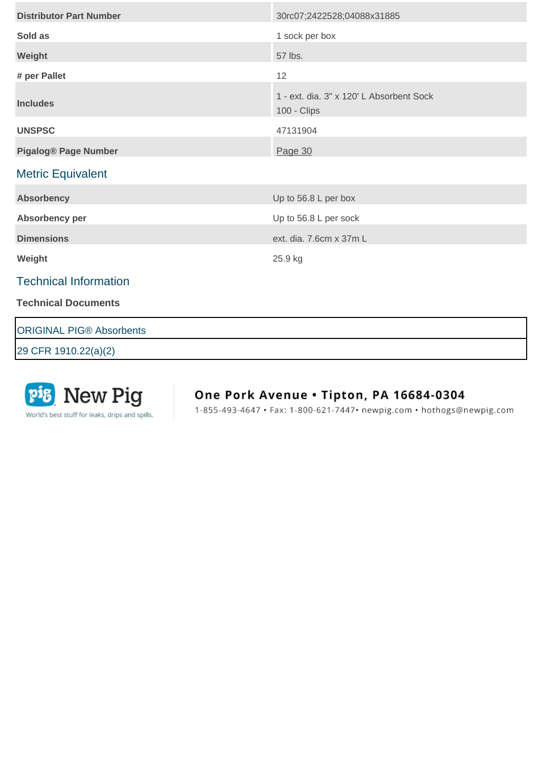| | |
|---|---|
| **Distributor Part Number** | 30rc07;2422528;04088x31885 |
| **Sold as** | 1 sock per box |
| **Weight** | 57 lbs. |
| **# per Pallet** | 12 |
| **Includes** | 1 - ext. dia. 3" x 120' L Absorbent Sock<br>100 - Clips |
| **UNSPSC** | 47131904 |
| **Pigalog® Page Number** | Page 30 |

## Metric Equivalent

| | |
|---|---|
| **Absorbency** | Up to 56.8 L per box |
| **Absorbency per** | Up to 56.8 L per sock |
| **Dimensions** | ext. dia. 7.6cm x 37m L |
| **Weight** | 25.9 kg |

## Technical Information

**Technical Documents**

| |
|---|
| ORIGINAL PIG® Absorbents |
| 29 CFR 1910.22(a)(2) |

New Pig
World's best stuff for leaks, drips and spills.

**One Pork Avenue • Tipton, PA 16684-0304**
1-855-493-4647 • Fax: 1-800-621-7447• newpig.com • hothogs@newpig.com